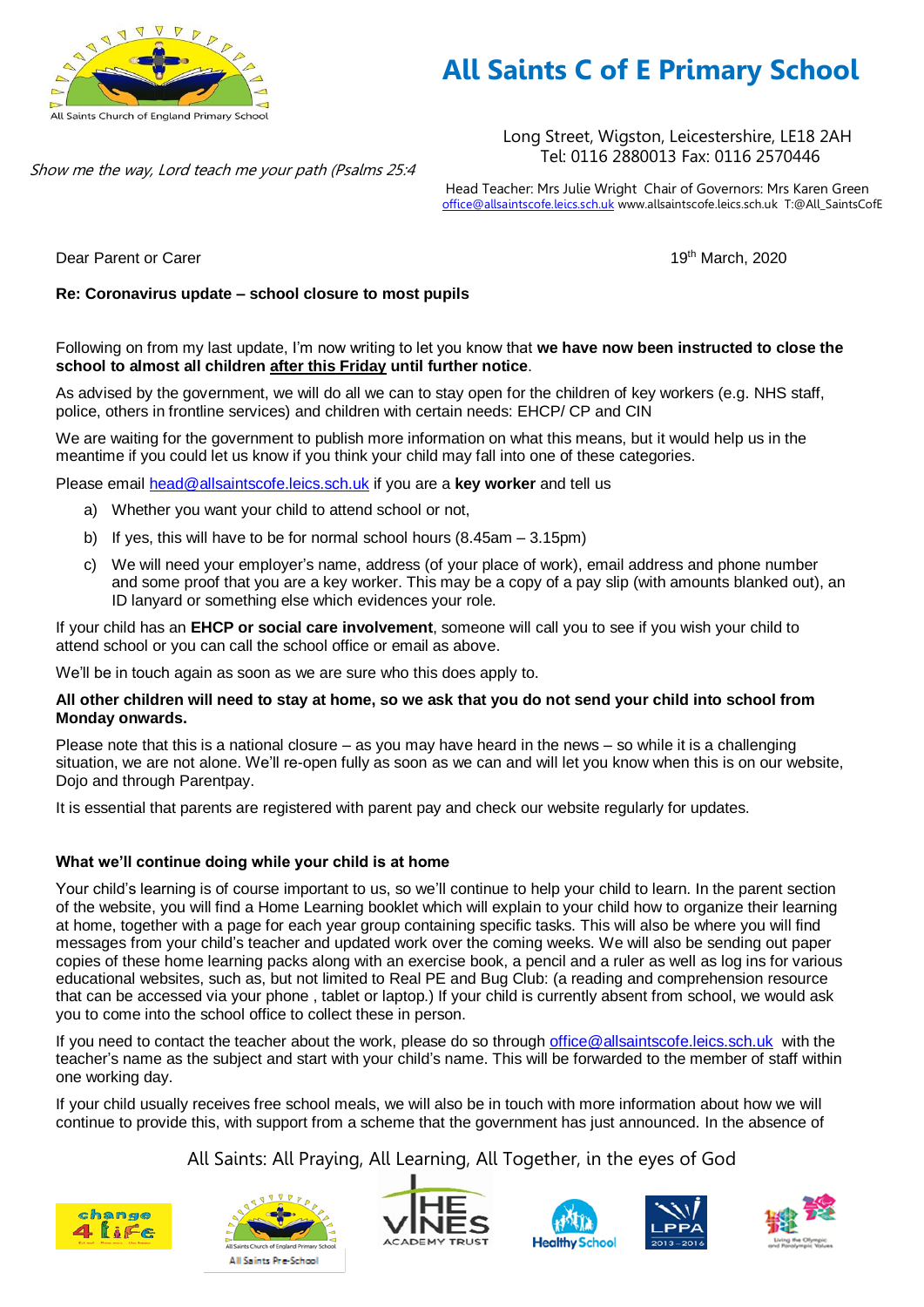# All Saints C of E Primary School

*Show me the way, Lord teach me your path (Psalms 25:4*

Long Street, Wigston, Leicestershire, LE18 2AH
Tel: 0116 2880013 Fax: 0116 2570446

Head Teacher: Mrs Julie Wright Chair of Governors: Mrs Karen Green
office@allsaintscofe.leics.sch.uk www.allsaintscofe.leics.sch.uk T:@All_SaintsCofE

Dear Parent or Carer

19th March, 2020

**Re: Coronavirus update – school closure to most pupils**

Following on from my last update, I'm now writing to let you know that **we have now been instructed to close the school to almost all children after this Friday until further notice**.

As advised by the government, we will do all we can to stay open for the children of key workers (e.g. NHS staff, police, others in frontline services) and children with certain needs: EHCP/ CP and CIN

We are waiting for the government to publish more information on what this means, but it would help us in the meantime if you could let us know if you think your child may fall into one of these categories.

Please email head@allsaintscofe.leics.sch.uk if you are a **key worker** and tell us

a) Whether you want your child to attend school or not,
b) If yes, this will have to be for normal school hours (8.45am – 3.15pm)
c) We will need your employer's name, address (of your place of work), email address and phone number and some proof that you are a key worker. This may be a copy of a pay slip (with amounts blanked out), an ID lanyard or something else which evidences your role.

If your child has an **EHCP or social care involvement**, someone will call you to see if you wish your child to attend school or you can call the school office or email as above.

We'll be in touch again as soon as we are sure who this does apply to.

**All other children will need to stay at home, so we ask that you do not send your child into school from Monday onwards.**

Please note that this is a national closure – as you may have heard in the news – so while it is a challenging situation, we are not alone. We'll re-open fully as soon as we can and will let you know when this is on our website, Dojo and through Parentpay.

It is essential that parents are registered with parent pay and check our website regularly for updates.

**What we'll continue doing while your child is at home**

Your child's learning is of course important to us, so we'll continue to help your child to learn. In the parent section of the website, you will find a Home Learning booklet which will explain to your child how to organize their learning at home, together with a page for each year group containing specific tasks. This will also be where you will find messages from your child's teacher and updated work over the coming weeks. We will also be sending out paper copies of these home learning packs along with an exercise book, a pencil and a ruler as well as log ins for various educational websites, such as, but not limited to Real PE and Bug Club: (a reading and comprehension resource that can be accessed via your phone , tablet or laptop.) If your child is currently absent from school, we would ask you to come into the school office to collect these in person.

If you need to contact the teacher about the work, please do so through office@allsaintscofe.leics.sch.uk with the teacher's name as the subject and start with your child's name. This will be forwarded to the member of staff within one working day.

If your child usually receives free school meals, we will also be in touch with more information about how we will continue to provide this, with support from a scheme that the government has just announced. In the absence of

All Saints: All Praying, All Learning, All Together, in the eyes of God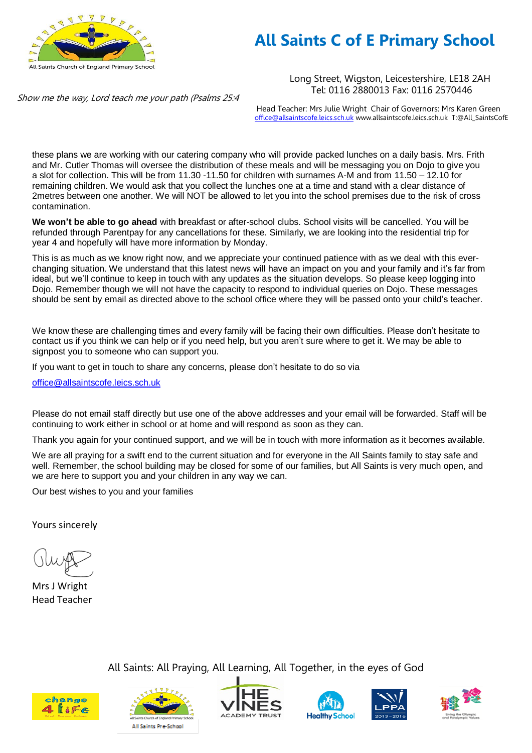# All Saints C of E Primary School

All Saints Church of England Primary School

*Show me the way, Lord teach me your path (Psalms 25:4*

Long Street, Wigston, Leicestershire, LE18 2AH
Tel: 0116 2880013 Fax: 0116 2570446

Head Teacher: Mrs Julie Wright Chair of Governors: Mrs Karen Green
office@allsaintscofe.leics.sch.uk www.allsaintscofe.leics.sch.uk T:@All_SaintsCofE

these plans we are working with our catering company who will provide packed lunches on a daily basis. Mrs. Frith and Mr. Cutler Thomas will oversee the distribution of these meals and will be messaging you on Dojo to give you a slot for collection. This will be from 11.30 -11.50 for children with surnames A-M and from 11.50 – 12.10 for remaining children. We would ask that you collect the lunches one at a time and stand with a clear distance of 2metres between one another. We will NOT be allowed to let you into the school premises due to the risk of cross contamination.

**We won't be able to go ahead** with **b**reakfast or after-school clubs. School visits will be cancelled. You will be refunded through Parentpay for any cancellations for these. Similarly, we are looking into the residential trip for year 4 and hopefully will have more information by Monday.

This is as much as we know right now, and we appreciate your continued patience with as we deal with this ever-changing situation. We understand that this latest news will have an impact on you and your family and it's far from ideal, but we'll continue to keep in touch with any updates as the situation develops. So please keep logging into Dojo. Remember though we will not have the capacity to respond to individual queries on Dojo. These messages should be sent by email as directed above to the school office where they will be passed onto your child's teacher.

We know these are challenging times and every family will be facing their own difficulties. Please don't hesitate to contact us if you think we can help or if you need help, but you aren't sure where to get it. We may be able to signpost you to someone who can support you.

If you want to get in touch to share any concerns, please don't hesitate to do so via

office@allsaintscofe.leics.sch.uk

Please do not email staff directly but use one of the above addresses and your email will be forwarded. Staff will be continuing to work either in school or at home and will respond as soon as they can.

Thank you again for your continued support, and we will be in touch with more information as it becomes available.

We are all praying for a swift end to the current situation and for everyone in the All Saints family to stay safe and well. Remember, the school building may be closed for some of our families, but All Saints is very much open, and we are here to support you and your children in any way we can.

Our best wishes to you and your families

Yours sincerely

Mrs J Wright
Head Teacher

All Saints: All Praying, All Learning, All Together, in the eyes of God